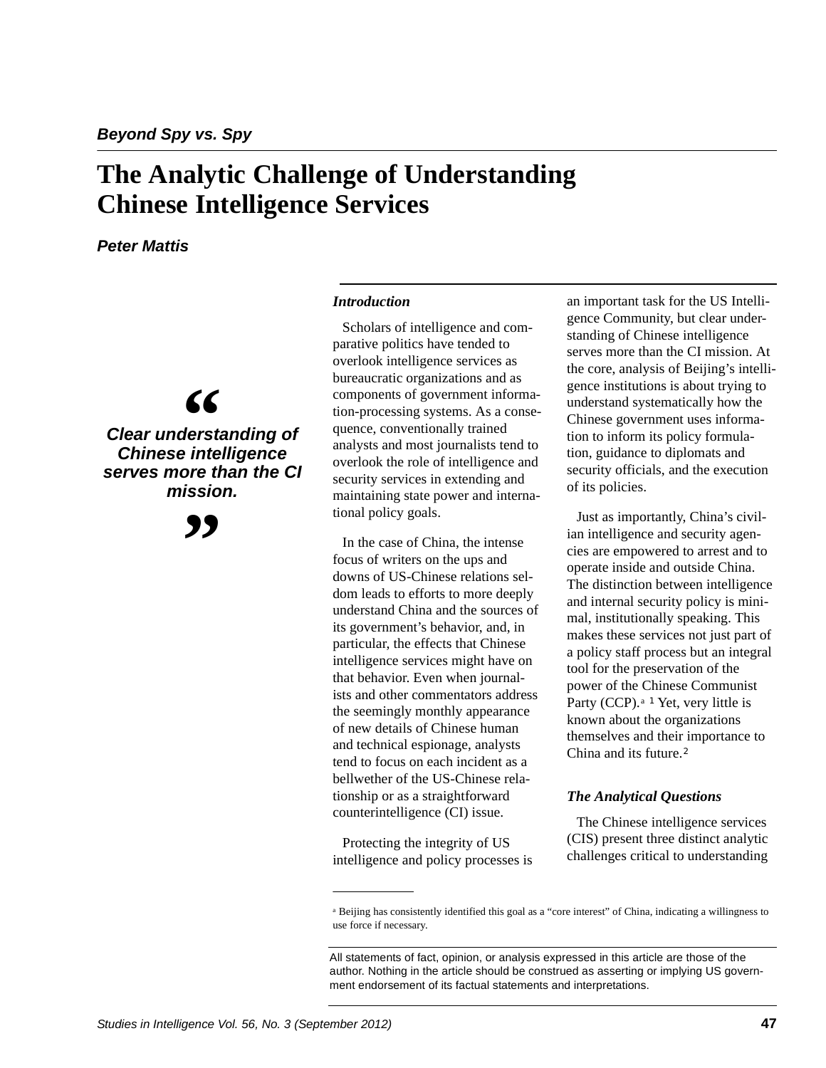*Beyond Spy vs. Spy*

# The Analytic Challenge of Understanding Chinese Intelligence Services

***Peter Mattis***

> *“Clear understanding of Chinese intelligence serves more than the CI mission.”*

### *Introduction*

Scholars of intelligence and comparative politics have tended to overlook intelligence services as bureaucratic organizations and as components of government information-processing systems. As a consequence, conventionally trained analysts and most journalists tend to overlook the role of intelligence and security services in extending and maintaining state power and international policy goals.

In the case of China, the intense focus of writers on the ups and downs of US-Chinese relations seldom leads to efforts to more deeply understand China and the sources of its government's behavior, and, in particular, the effects that Chinese intelligence services might have on that behavior. Even when journalists and other commentators address the seemingly monthly appearance of new details of Chinese human and technical espionage, analysts tend to focus on each incident as a bellwether of the US-Chinese relationship or as a straightforward counterintelligence (CI) issue.

Protecting the integrity of US intelligence and policy processes is an important task for the US Intelligence Community, but clear understanding of Chinese intelligence serves more than the CI mission. At the core, analysis of Beijing's intelligence institutions is about trying to understand systematically how the Chinese government uses information to inform its policy formulation, guidance to diplomats and security officials, and the execution of its policies.

Just as importantly, China's civilian intelligence and security agencies are empowered to arrest and to operate inside and outside China. The distinction between intelligence and internal security policy is minimal, institutionally speaking. This makes these services not just part of a policy staff process but an integral tool for the preservation of the power of the Chinese Communist Party (CCP).[a] [1] Yet, very little is known about the organizations themselves and their importance to China and its future.[2]

### *The Analytical Questions*

The Chinese intelligence services (CIS) present three distinct analytic challenges critical to understanding

---

[a] Beijing has consistently identified this goal as a “core interest” of China, indicating a willingness to use force if necessary.

All statements of fact, opinion, or analysis expressed in this article are those of the author. Nothing in the article should be construed as asserting or implying US government endorsement of its factual statements and interpretations.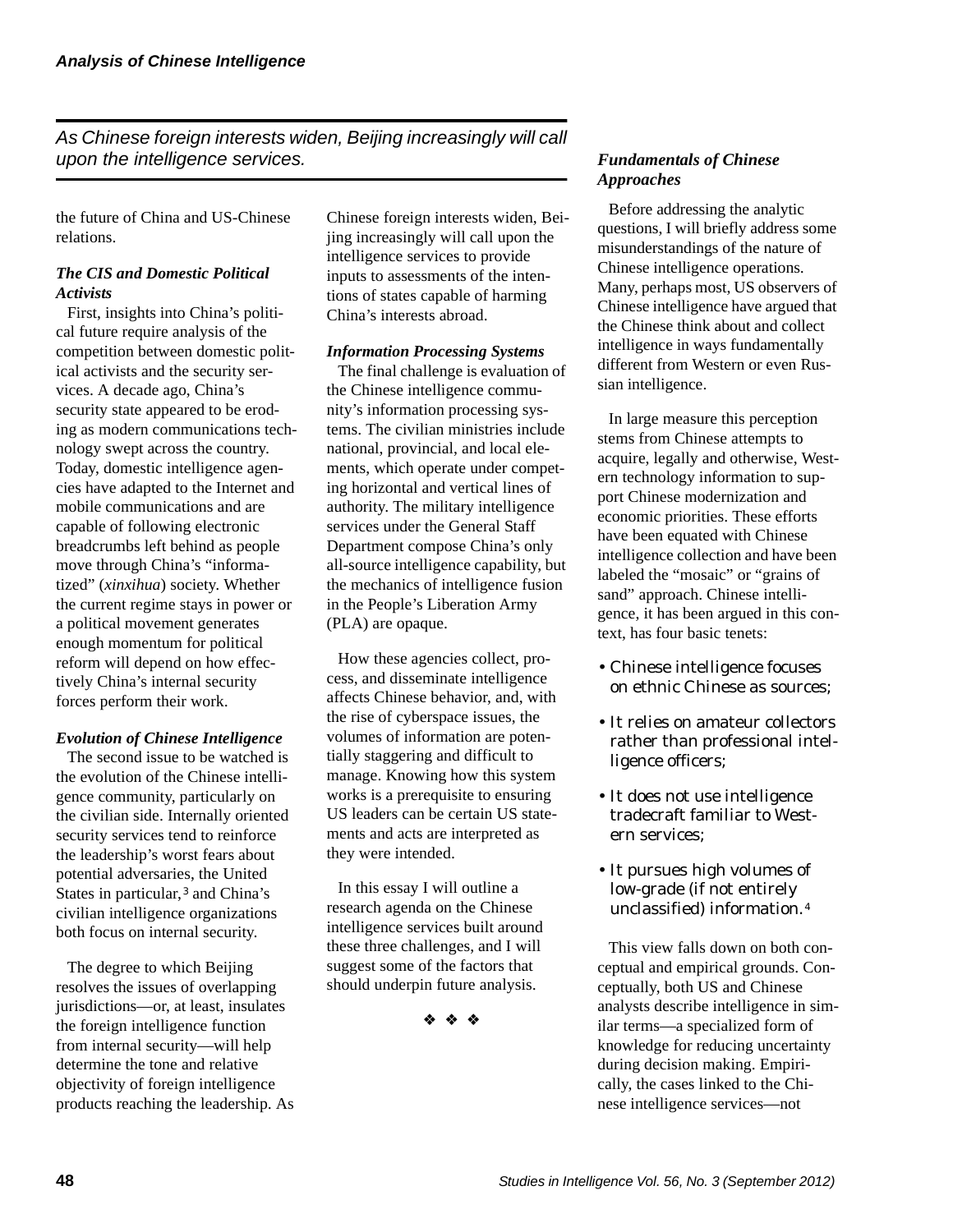the future of China and US-Chinese relations.

### *The CIS and Domestic Political Activists*

First, insights into China's political future require analysis of the competition between domestic political activists and the security services. A decade ago, China's security state appeared to be eroding as modern communications technology swept across the country. Today, domestic intelligence agencies have adapted to the Internet and mobile communications and are capable of following electronic breadcrumbs left behind as people move through China's "informatized" (*xinxihua*) society. Whether the current regime stays in power or a political movement generates enough momentum for political reform will depend on how effectively China's internal security forces perform their work.

### *Evolution of Chinese Intelligence*

The second issue to be watched is the evolution of the Chinese intelligence community, particularly on the civilian side. Internally oriented security services tend to reinforce the leadership's worst fears about potential adversaries, the United States in particular,[3] and China's civilian intelligence organizations both focus on internal security.

The degree to which Beijing resolves the issues of overlapping jurisdictions—or, at least, insulates the foreign intelligence function from internal security—will help determine the tone and relative objectivity of foreign intelligence products reaching the leadership. As Chinese foreign interests widen, Beijing increasingly will call upon the intelligence services to provide inputs to assessments of the intentions of states capable of harming China's interests abroad.

*As Chinese foreign interests widen, Beijing increasingly will call upon the intelligence services.*

### *Information Processing Systems*

The final challenge is evaluation of the Chinese intelligence community's information processing systems. The civilian ministries include national, provincial, and local elements, which operate under competing horizontal and vertical lines of authority. The military intelligence services under the General Staff Department compose China's only all-source intelligence capability, but the mechanics of intelligence fusion in the People's Liberation Army (PLA) are opaque.

How these agencies collect, process, and disseminate intelligence affects Chinese behavior, and, with the rise of cyberspace issues, the volumes of information are potentially staggering and difficult to manage. Knowing how this system works is a prerequisite to ensuring US leaders can be certain US statements and acts are interpreted as they were intended.

In this essay I will outline a research agenda on the Chinese intelligence services built around these three challenges, and I will suggest some of the factors that should underpin future analysis.

❖ ❖ ❖

## *Fundamentals of Chinese Approaches*

Before addressing the analytic questions, I will briefly address some misunderstandings of the nature of Chinese intelligence operations. Many, perhaps most, US observers of Chinese intelligence have argued that the Chinese think about and collect intelligence in ways fundamentally different from Western or even Russian intelligence.

In large measure this perception stems from Chinese attempts to acquire, legally and otherwise, Western technology information to support Chinese modernization and economic priorities. These efforts have been equated with Chinese intelligence collection and have been labeled the "mosaic" or "grains of sand" approach. Chinese intelligence, it has been argued in this context, has four basic tenets:

- Chinese intelligence focuses on ethnic Chinese as sources;
- It relies on amateur collectors rather than professional intelligence officers;
- It does not use intelligence tradecraft familiar to Western services;
- It pursues high volumes of low-grade (if not entirely unclassified) information.[4]

This view falls down on both conceptual and empirical grounds. Conceptually, both US and Chinese analysts describe intelligence in similar terms—a specialized form of knowledge for reducing uncertainty during decision making. Empirically, the cases linked to the Chinese intelligence services—not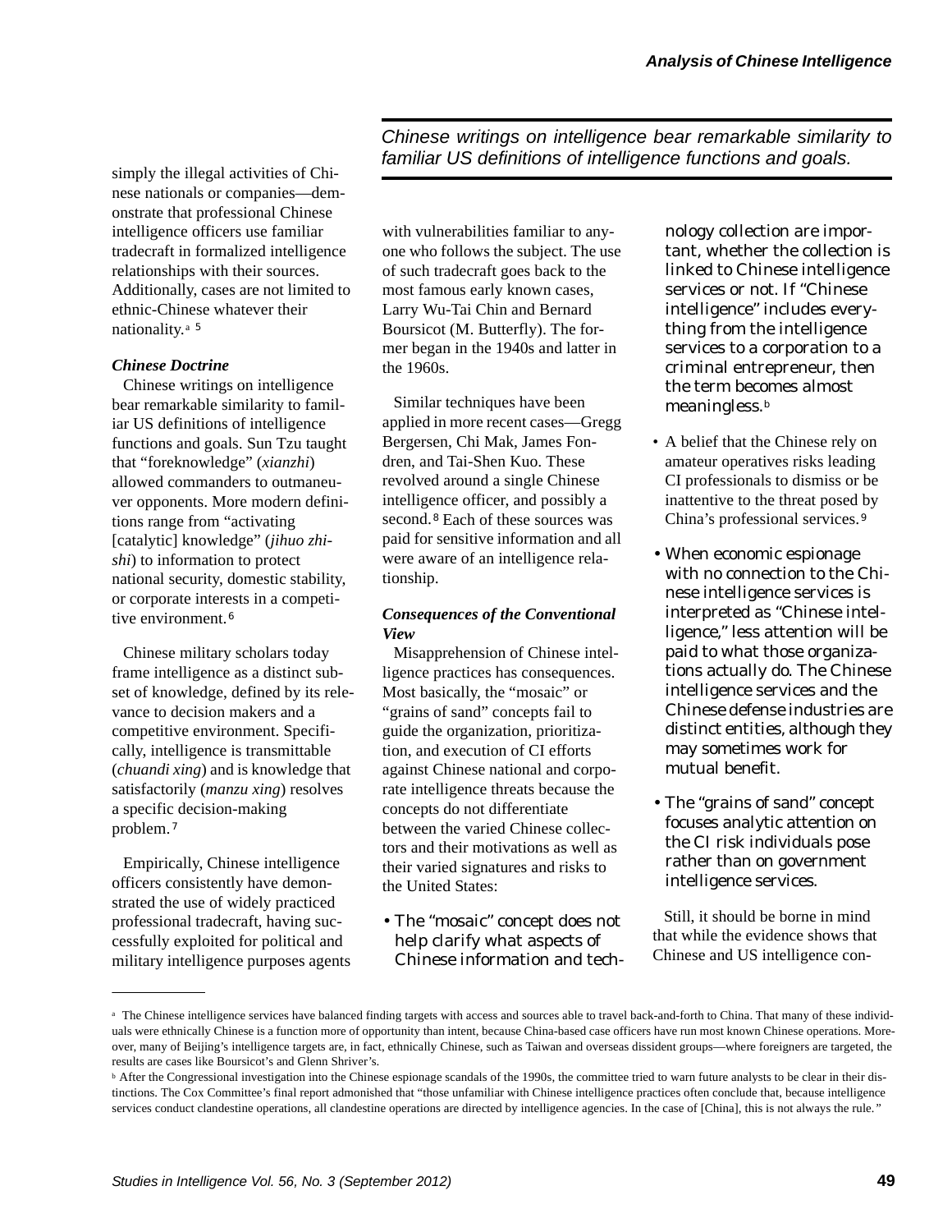simply the illegal activities of Chinese nationals or companies—demonstrate that professional Chinese intelligence officers use familiar tradecraft in formalized intelligence relationships with their sources. Additionally, cases are not limited to ethnic-Chinese whatever their nationality.[a] [5]

### *Chinese Doctrine*

Chinese writings on intelligence bear remarkable similarity to familiar US definitions of intelligence functions and goals. Sun Tzu taught that "foreknowledge" (*xianzhi*) allowed commanders to outmaneuver opponents. More modern definitions range from "activating [catalytic] knowledge" (*jihuo zhishi*) to information to protect national security, domestic stability, or corporate interests in a competitive environment.[6]

*Chinese writings on intelligence bear remarkable similarity to familiar US definitions of intelligence functions and goals.*

Chinese military scholars today frame intelligence as a distinct subset of knowledge, defined by its relevance to decision makers and a competitive environment. Specifically, intelligence is transmittable (*chuandi xing*) and is knowledge that satisfactorily (*manzu xing*) resolves a specific decision-making problem.[7]

Empirically, Chinese intelligence officers consistently have demonstrated the use of widely practiced professional tradecraft, having successfully exploited for political and military intelligence purposes agents with vulnerabilities familiar to anyone who follows the subject. The use of such tradecraft goes back to the most famous early known cases, Larry Wu-Tai Chin and Bernard Boursicot (M. Butterfly). The former began in the 1940s and latter in the 1960s.

Similar techniques have been applied in more recent cases—Gregg Bergersen, Chi Mak, James Fondren, and Tai-Shen Kuo. These revolved around a single Chinese intelligence officer, and possibly a second.[8] Each of these sources was paid for sensitive information and all were aware of an intelligence relationship.

### *Consequences of the Conventional View*

Misapprehension of Chinese intelligence practices has consequences. Most basically, the "mosaic" or "grains of sand" concepts fail to guide the organization, prioritization, and execution of CI efforts against Chinese national and corporate intelligence threats because the concepts do not differentiate between the varied Chinese collectors and their motivations as well as their varied signatures and risks to the United States:

- The "mosaic" concept does not help clarify what aspects of Chinese information and technology collection are important, whether the collection is linked to Chinese intelligence services or not. If "Chinese intelligence" includes everything from the intelligence services to a corporation to a criminal entrepreneur, then the term becomes almost meaningless.[b]
- A belief that the Chinese rely on amateur operatives risks leading CI professionals to dismiss or be inattentive to the threat posed by China's professional services.[9]
- When economic espionage with no connection to the Chinese intelligence services is interpreted as "Chinese intelligence," less attention will be paid to what those organizations actually do. The Chinese intelligence services and the Chinese defense industries are distinct entities, although they may sometimes work for mutual benefit.
- The "grains of sand" concept focuses analytic attention on the CI risk individuals pose rather than on government intelligence services.

Still, it should be borne in mind that while the evidence shows that Chinese and US intelligence con-

---

[a] The Chinese intelligence services have balanced finding targets with access and sources able to travel back-and-forth to China. That many of these individuals were ethnically Chinese is a function more of opportunity than intent, because China-based case officers have run most known Chinese operations. Moreover, many of Beijing's intelligence targets are, in fact, ethnically Chinese, such as Taiwan and overseas dissident groups—where foreigners are targeted, the results are cases like Boursicot's and Glenn Shriver's.

[b] After the Congressional investigation into the Chinese espionage scandals of the 1990s, the committee tried to warn future analysts to be clear in their distinctions. The Cox Committee's final report admonished that "those unfamiliar with Chinese intelligence practices often conclude that, because intelligence services conduct clandestine operations, all clandestine operations are directed by intelligence agencies. In the case of [China], this is not always the rule."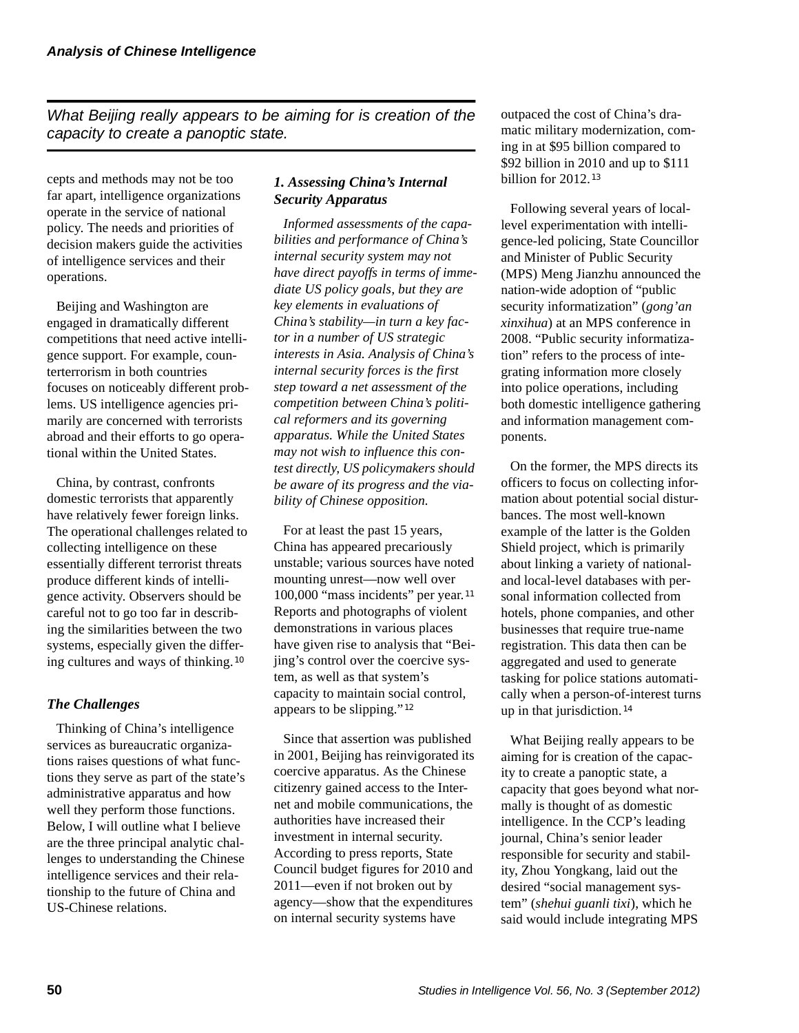*What Beijing really appears to be aiming for is creation of the capacity to create a panoptic state.*

cepts and methods may not be too far apart, intelligence organizations operate in the service of national policy. The needs and priorities of decision makers guide the activities of intelligence services and their operations.

Beijing and Washington are engaged in dramatically different competitions that need active intelligence support. For example, counterterrorism in both countries focuses on noticeably different problems. US intelligence agencies primarily are concerned with terrorists abroad and their efforts to go operational within the United States.

China, by contrast, confronts domestic terrorists that apparently have relatively fewer foreign links. The operational challenges related to collecting intelligence on these essentially different terrorist threats produce different kinds of intelligence activity. Observers should be careful not to go too far in describing the similarities between the two systems, especially given the differing cultures and ways of thinking.[10]

### *The Challenges*

Thinking of China's intelligence services as bureaucratic organizations raises questions of what functions they serve as part of the state's administrative apparatus and how well they perform those functions. Below, I will outline what I believe are the three principal analytic challenges to understanding the Chinese intelligence services and their relationship to the future of China and US-Chinese relations.

### *1. Assessing China's Internal Security Apparatus*

*Informed assessments of the capabilities and performance of China's internal security system may not have direct payoffs in terms of immediate US policy goals, but they are key elements in evaluations of China's stability—in turn a key factor in a number of US strategic interests in Asia. Analysis of China's internal security forces is the first step toward a net assessment of the competition between China's political reformers and its governing apparatus. While the United States may not wish to influence this contest directly, US policymakers should be aware of its progress and the viability of Chinese opposition.*

For at least the past 15 years, China has appeared precariously unstable; various sources have noted mounting unrest—now well over 100,000 "mass incidents" per year.[11] Reports and photographs of violent demonstrations in various places have given rise to analysis that "Beijing's control over the coercive system, as well as that system's capacity to maintain social control, appears to be slipping."[12]

Since that assertion was published in 2001, Beijing has reinvigorated its coercive apparatus. As the Chinese citizenry gained access to the Internet and mobile communications, the authorities have increased their investment in internal security. According to press reports, State Council budget figures for 2010 and 2011—even if not broken out by agency—show that the expenditures on internal security systems have outpaced the cost of China's dramatic military modernization, coming in at $95 billion compared to $92 billion in 2010 and up to $111 billion for 2012.[13]

Following several years of local-level experimentation with intelligence-led policing, State Councillor and Minister of Public Security (MPS) Meng Jianzhu announced the nation-wide adoption of "public security informatization" (*gong'an xinxihua*) at an MPS conference in 2008. "Public security informatization" refers to the process of integrating information more closely into police operations, including both domestic intelligence gathering and information management components.

On the former, the MPS directs its officers to focus on collecting information about potential social disturbances. The most well-known example of the latter is the Golden Shield project, which is primarily about linking a variety of national- and local-level databases with personal information collected from hotels, phone companies, and other businesses that require true-name registration. This data then can be aggregated and used to generate tasking for police stations automatically when a person-of-interest turns up in that jurisdiction.[14]

What Beijing really appears to be aiming for is creation of the capacity to create a panoptic state, a capacity that goes beyond what normally is thought of as domestic intelligence. In the CCP's leading journal, China's senior leader responsible for security and stability, Zhou Yongkang, laid out the desired "social management system" (*shehui guanli tixi*), which he said would include integrating MPS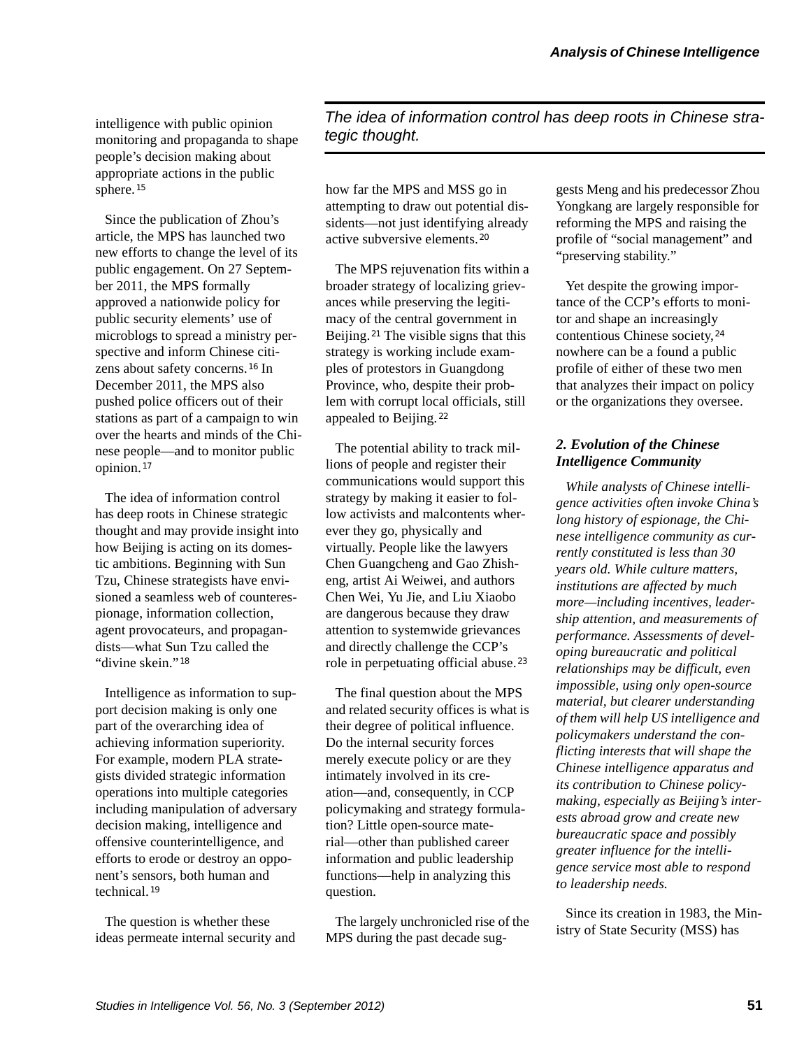intelligence with public opinion monitoring and propaganda to shape people's decision making about appropriate actions in the public sphere.[15]

Since the publication of Zhou's article, the MPS has launched two new efforts to change the level of its public engagement. On 27 September 2011, the MPS formally approved a nationwide policy for public security elements' use of microblogs to spread a ministry perspective and inform Chinese citizens about safety concerns.[16] In December 2011, the MPS also pushed police officers out of their stations as part of a campaign to win over the hearts and minds of the Chinese people—and to monitor public opinion.[17]

*The idea of information control has deep roots in Chinese strategic thought.*

The idea of information control has deep roots in Chinese strategic thought and may provide insight into how Beijing is acting on its domestic ambitions. Beginning with Sun Tzu, Chinese strategists have envisioned a seamless web of counterespionage, information collection, agent provocateurs, and propagandists—what Sun Tzu called the "divine skein."[18]

Intelligence as information to support decision making is only one part of the overarching idea of achieving information superiority. For example, modern PLA strategists divided strategic information operations into multiple categories including manipulation of adversary decision making, intelligence and offensive counterintelligence, and efforts to erode or destroy an opponent's sensors, both human and technical.[19]

The question is whether these ideas permeate internal security and how far the MPS and MSS go in attempting to draw out potential dissidents—not just identifying already active subversive elements.[20]

The MPS rejuvenation fits within a broader strategy of localizing grievances while preserving the legitimacy of the central government in Beijing.[21] The visible signs that this strategy is working include examples of protestors in Guangdong Province, who, despite their problem with corrupt local officials, still appealed to Beijing.[22]

The potential ability to track millions of people and register their communications would support this strategy by making it easier to follow activists and malcontents wherever they go, physically and virtually. People like the lawyers Chen Guangcheng and Gao Zhisheng, artist Ai Weiwei, and authors Chen Wei, Yu Jie, and Liu Xiaobo are dangerous because they draw attention to systemwide grievances and directly challenge the CCP's role in perpetuating official abuse.[23]

The final question about the MPS and related security offices is what is their degree of political influence. Do the internal security forces merely execute policy or are they intimately involved in its creation—and, consequently, in CCP policymaking and strategy formulation? Little open-source material—other than published career information and public leadership functions—help in analyzing this question.

The largely unchronicled rise of the MPS during the past decade suggests Meng and his predecessor Zhou Yongkang are largely responsible for reforming the MPS and raising the profile of "social management" and "preserving stability."

Yet despite the growing importance of the CCP's efforts to monitor and shape an increasingly contentious Chinese society,[24] nowhere can be a found a public profile of either of these two men that analyzes their impact on policy or the organizations they oversee.

## 2. Evolution of the Chinese Intelligence Community

*While analysts of Chinese intelligence activities often invoke China's long history of espionage, the Chinese intelligence community as currently constituted is less than 30 years old. While culture matters, institutions are affected by much more—including incentives, leadership attention, and measurements of performance. Assessments of developing bureaucratic and political relationships may be difficult, even impossible, using only open-source material, but clearer understanding of them will help US intelligence and policymakers understand the conflicting interests that will shape the Chinese intelligence apparatus and its contribution to Chinese policymaking, especially as Beijing's interests abroad grow and create new bureaucratic space and possibly greater influence for the intelligence service most able to respond to leadership needs.*

Since its creation in 1983, the Ministry of State Security (MSS) has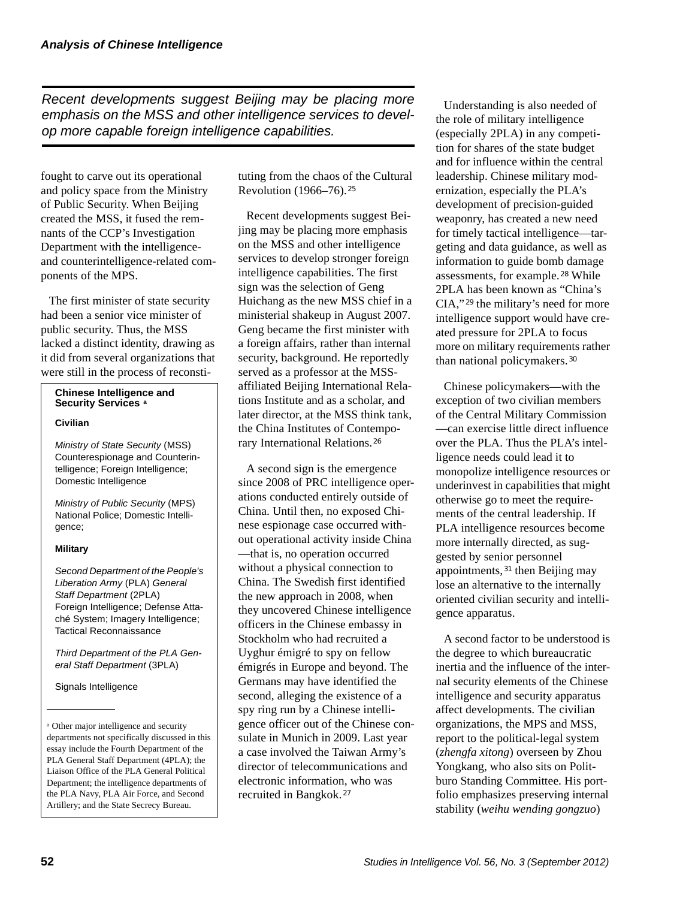*Recent developments suggest Beijing may be placing more emphasis on the MSS and other intelligence services to develop more capable foreign intelligence capabilities.*

fought to carve out its operational and policy space from the Ministry of Public Security. When Beijing created the MSS, it fused the remnants of the CCP's Investigation Department with the intelligence- and counterintelligence-related components of the MPS.

The first minister of state security had been a senior vice minister of public security. Thus, the MSS lacked a distinct identity, drawing as it did from several organizations that were still in the process of reconstituting from the chaos of the Cultural Revolution (1966–76).[25]

> **Chinese Intelligence and Security Services** [a]
>
> **Civilian**
>
> *Ministry of State Security* (MSS)
> Counterespionage and Counterintelligence; Foreign Intelligence; Domestic Intelligence
>
> *Ministry of Public Security* (MPS)
> National Police; Domestic Intelligence;
>
> **Military**
>
> *Second Department of the People's Liberation Army* (PLA) *General Staff Department* (2PLA)
> Foreign Intelligence; Defense Attaché System; Imagery Intelligence; Tactical Reconnaissance
>
> *Third Department of the PLA General Staff Department* (3PLA)
>
> Signals Intelligence
>
> [a] Other major intelligence and security departments not specifically discussed in this essay include the Fourth Department of the PLA General Staff Department (4PLA); the Liaison Office of the PLA General Political Department; the intelligence departments of the PLA Navy, PLA Air Force, and Second Artillery; and the State Secrecy Bureau.

Recent developments suggest Beijing may be placing more emphasis on the MSS and other intelligence services to develop stronger foreign intelligence capabilities. The first sign was the selection of Geng Huichang as the new MSS chief in a ministerial shakeup in August 2007. Geng became the first minister with a foreign affairs, rather than internal security, background. He reportedly served as a professor at the MSS-affiliated Beijing International Relations Institute and as a scholar, and later director, at the MSS think tank, the China Institutes of Contemporary International Relations.[26]

A second sign is the emergence since 2008 of PRC intelligence operations conducted entirely outside of China. Until then, no exposed Chinese espionage case occurred without operational activity inside China—that is, no operation occurred without a physical connection to China. The Swedish first identified the new approach in 2008, when they uncovered Chinese intelligence officers in the Chinese embassy in Stockholm who had recruited a Uyghur émigré to spy on fellow émigrés in Europe and beyond. The Germans may have identified the second, alleging the existence of a spy ring run by a Chinese intelligence officer out of the Chinese consulate in Munich in 2009. Last year a case involved the Taiwan Army's director of telecommunications and electronic information, who was recruited in Bangkok.[27]

Understanding is also needed of the role of military intelligence (especially 2PLA) in any competition for shares of the state budget and for influence within the central leadership. Chinese military modernization, especially the PLA's development of precision-guided weaponry, has created a new need for timely tactical intelligence—targeting and data guidance, as well as information to guide bomb damage assessments, for example.[28] While 2PLA has been known as "China's CIA,"[29] the military's need for more intelligence support would have created pressure for 2PLA to focus more on military requirements rather than national policymakers.[30]

Chinese policymakers—with the exception of two civilian members of the Central Military Commission—can exercise little direct influence over the PLA. Thus the PLA's intelligence needs could lead it to monopolize intelligence resources or underinvest in capabilities that might otherwise go to meet the requirements of the central leadership. If PLA intelligence resources become more internally directed, as suggested by senior personnel appointments,[31] then Beijing may lose an alternative to the internally oriented civilian security and intelligence apparatus.

A second factor to be understood is the degree to which bureaucratic inertia and the influence of the internal security elements of the Chinese intelligence and security apparatus affect developments. The civilian organizations, the MPS and MSS, report to the political-legal system (*zhengfa xitong*) overseen by Zhou Yongkang, who also sits on Politburo Standing Committee. His portfolio emphasizes preserving internal stability (*weihu wending gongzuo*)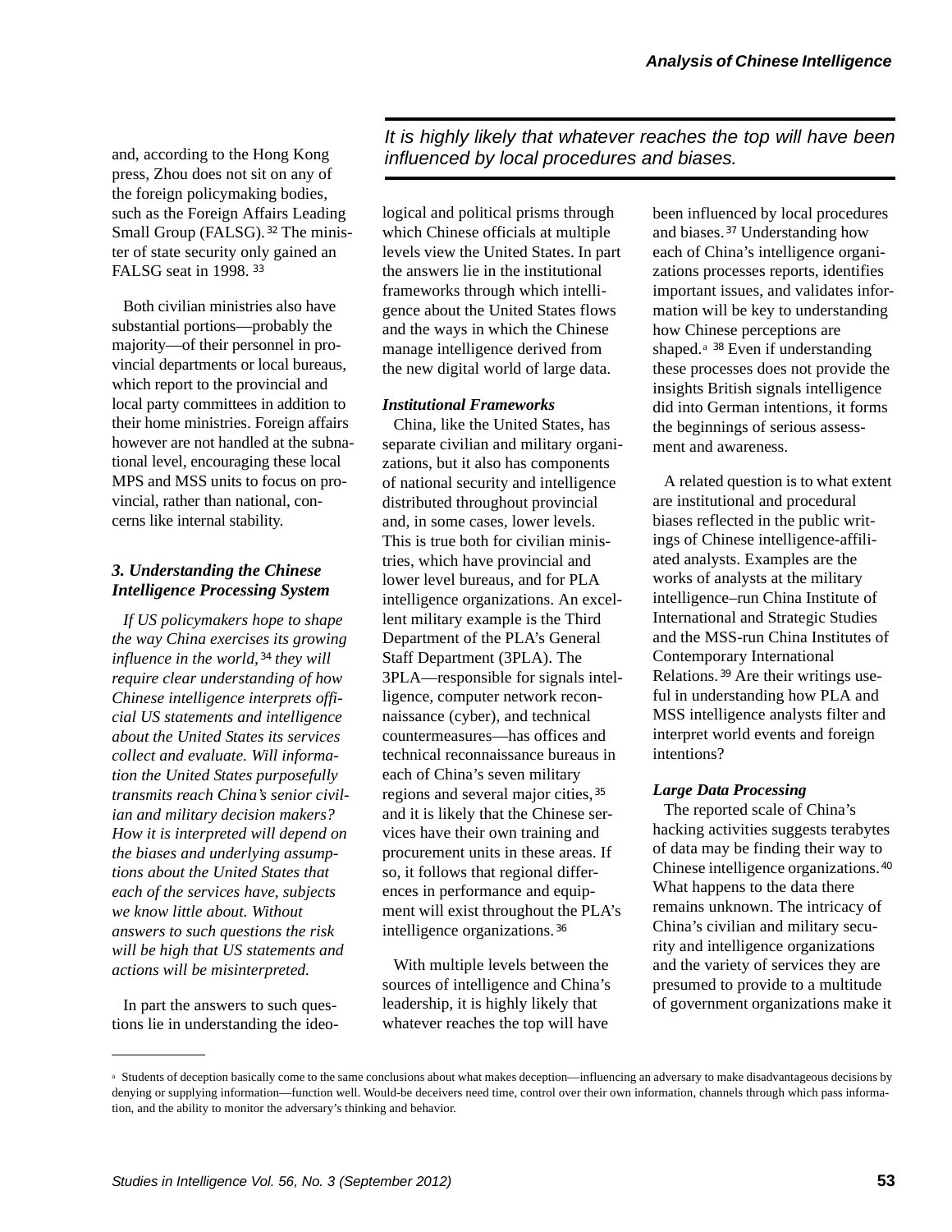and, according to the Hong Kong press, Zhou does not sit on any of the foreign policymaking bodies, such as the Foreign Affairs Leading Small Group (FALSG).[32] The minister of state security only gained an FALSG seat in 1998.[33]

Both civilian ministries also have substantial portions—probably the majority—of their personnel in provincial departments or local bureaus, which report to the provincial and local party committees in addition to their home ministries. Foreign affairs however are not handled at the subnational level, encouraging these local MPS and MSS units to focus on provincial, rather than national, concerns like internal stability.

### *3. Understanding the Chinese Intelligence Processing System*

*If US policymakers hope to shape the way China exercises its growing influence in the world,*[34] *they will require clear understanding of how Chinese intelligence interprets official US statements and intelligence about the United States its services collect and evaluate. Will information the United States purposefully transmits reach China's senior civilian and military decision makers? How it is interpreted will depend on the biases and underlying assumptions about the United States that each of the services have, subjects we know little about. Without answers to such questions the risk will be high that US statements and actions will be misinterpreted.*

In part the answers to such questions lie in understanding the ideological and political prisms through which Chinese officials at multiple levels view the United States. In part the answers lie in the institutional frameworks through which intelligence about the United States flows and the ways in which the Chinese manage intelligence derived from the new digital world of large data.

*It is highly likely that whatever reaches the top will have been influenced by local procedures and biases.*

#### *Institutional Frameworks*

China, like the United States, has separate civilian and military organizations, but it also has components of national security and intelligence distributed throughout provincial and, in some cases, lower levels. This is true both for civilian ministries, which have provincial and lower level bureaus, and for PLA intelligence organizations. An excellent military example is the Third Department of the PLA's General Staff Department (3PLA). The 3PLA—responsible for signals intelligence, computer network reconnaissance (cyber), and technical countermeasures—has offices and technical reconnaissance bureaus in each of China's seven military regions and several major cities,[35] and it is likely that the Chinese services have their own training and procurement units in these areas. If so, it follows that regional differences in performance and equipment will exist throughout the PLA's intelligence organizations.[36]

With multiple levels between the sources of intelligence and China's leadership, it is highly likely that whatever reaches the top will have been influenced by local procedures and biases.[37] Understanding how each of China's intelligence organizations processes reports, identifies important issues, and validates information will be key to understanding how Chinese perceptions are shaped.[a] [38] Even if understanding these processes does not provide the insights British signals intelligence did into German intentions, it forms the beginnings of serious assessment and awareness.

A related question is to what extent are institutional and procedural biases reflected in the public writings of Chinese intelligence-affiliated analysts. Examples are the works of analysts at the military intelligence–run China Institute of International and Strategic Studies and the MSS-run China Institutes of Contemporary International Relations.[39] Are their writings useful in understanding how PLA and MSS intelligence analysts filter and interpret world events and foreign intentions?

#### *Large Data Processing*

The reported scale of China's hacking activities suggests terabytes of data may be finding their way to Chinese intelligence organizations.[40] What happens to the data there remains unknown. The intricacy of China's civilian and military security and intelligence organizations and the variety of services they are presumed to provide to a multitude of government organizations make it

---

[a] Students of deception basically come to the same conclusions about what makes deception—influencing an adversary to make disadvantageous decisions by denying or supplying information—function well. Would-be deceivers need time, control over their own information, channels through which pass information, and the ability to monitor the adversary's thinking and behavior.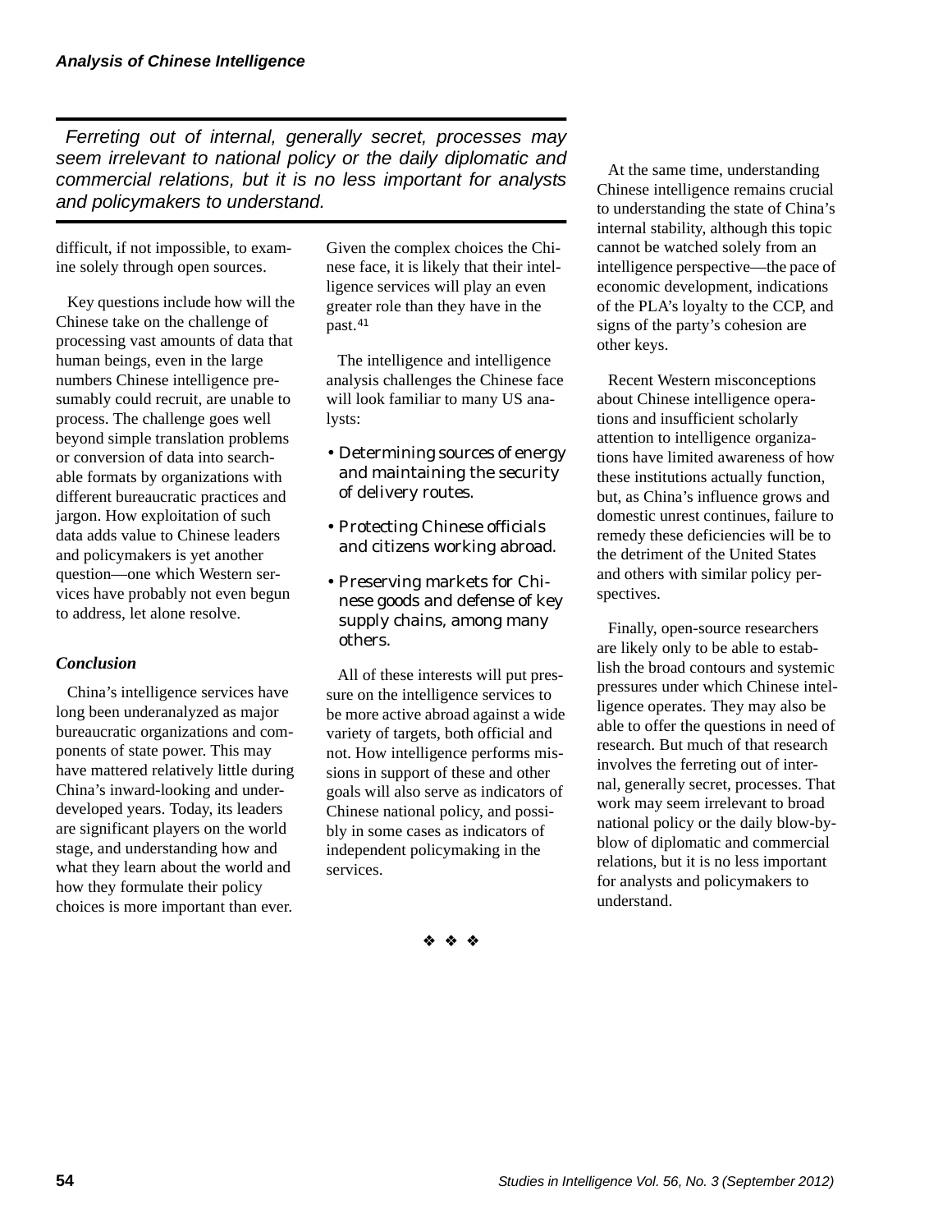*Ferreting out of internal, generally secret, processes may seem irrelevant to national policy or the daily diplomatic and commercial relations, but it is no less important for analysts and policymakers to understand.*

difficult, if not impossible, to examine solely through open sources.

Key questions include how will the Chinese take on the challenge of processing vast amounts of data that human beings, even in the large numbers Chinese intelligence presumably could recruit, are unable to process. The challenge goes well beyond simple translation problems or conversion of data into searchable formats by organizations with different bureaucratic practices and jargon. How exploitation of such data adds value to Chinese leaders and policymakers is yet another question—one which Western services have probably not even begun to address, let alone resolve.

### *Conclusion*

China's intelligence services have long been underanalyzed as major bureaucratic organizations and components of state power. This may have mattered relatively little during China's inward-looking and underdeveloped years. Today, its leaders are significant players on the world stage, and understanding how and what they learn about the world and how they formulate their policy choices is more important than ever. Given the complex choices the Chinese face, it is likely that their intelligence services will play an even greater role than they have in the past.[41]

The intelligence and intelligence analysis challenges the Chinese face will look familiar to many US analysts:

- Determining sources of energy and maintaining the security of delivery routes.
- Protecting Chinese officials and citizens working abroad.
- Preserving markets for Chinese goods and defense of key supply chains, among many others.

All of these interests will put pressure on the intelligence services to be more active abroad against a wide variety of targets, both official and not. How intelligence performs missions in support of these and other goals will also serve as indicators of Chinese national policy, and possibly in some cases as indicators of independent policymaking in the services.

At the same time, understanding Chinese intelligence remains crucial to understanding the state of China's internal stability, although this topic cannot be watched solely from an intelligence perspective—the pace of economic development, indications of the PLA's loyalty to the CCP, and signs of the party's cohesion are other keys.

Recent Western misconceptions about Chinese intelligence operations and insufficient scholarly attention to intelligence organizations have limited awareness of how these institutions actually function, but, as China's influence grows and domestic unrest continues, failure to remedy these deficiencies will be to the detriment of the United States and others with similar policy perspectives.

Finally, open-source researchers are likely only to be able to establish the broad contours and systemic pressures under which Chinese intelligence operates. They may also be able to offer the questions in need of research. But much of that research involves the ferreting out of internal, generally secret, processes. That work may seem irrelevant to broad national policy or the daily blow-by-blow of diplomatic and commercial relations, but it is no less important for analysts and policymakers to understand.

❖ ❖ ❖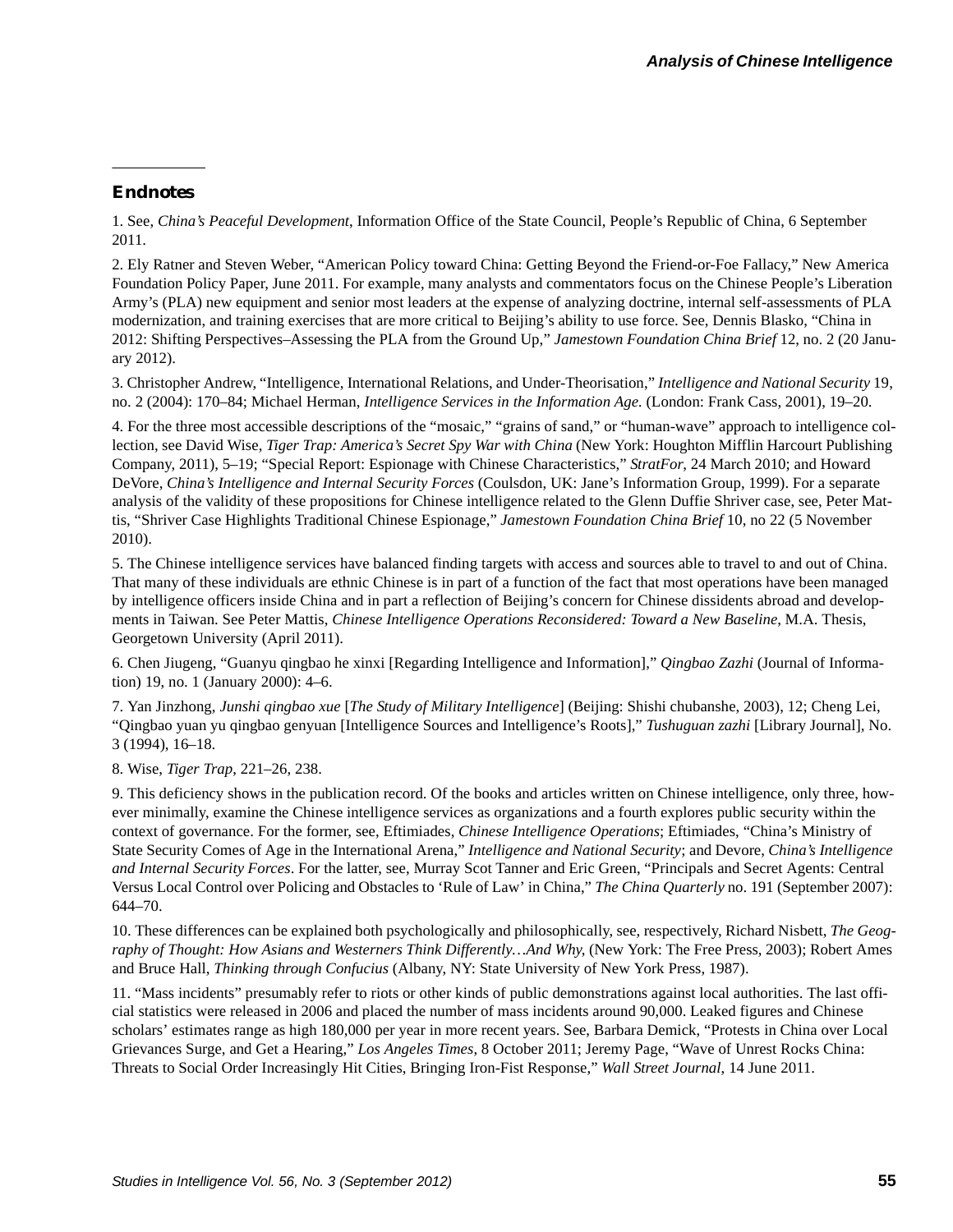## Endnotes

1. See, *China's Peaceful Development*, Information Office of the State Council, People's Republic of China, 6 September 2011.

2. Ely Ratner and Steven Weber, "American Policy toward China: Getting Beyond the Friend-or-Foe Fallacy," New America Foundation Policy Paper, June 2011. For example, many analysts and commentators focus on the Chinese People's Liberation Army's (PLA) new equipment and senior most leaders at the expense of analyzing doctrine, internal self-assessments of PLA modernization, and training exercises that are more critical to Beijing's ability to use force. See, Dennis Blasko, "China in 2012: Shifting Perspectives–Assessing the PLA from the Ground Up," *Jamestown Foundation China Brief* 12, no. 2 (20 January 2012).

3. Christopher Andrew, "Intelligence, International Relations, and Under-Theorisation," *Intelligence and National Security* 19, no. 2 (2004): 170–84; Michael Herman, *Intelligence Services in the Information Age*. (London: Frank Cass, 2001), 19–20.

4. For the three most accessible descriptions of the "mosaic," "grains of sand," or "human-wave" approach to intelligence collection, see David Wise, *Tiger Trap: America's Secret Spy War with China* (New York: Houghton Mifflin Harcourt Publishing Company, 2011), 5–19; "Special Report: Espionage with Chinese Characteristics," *StratFor*, 24 March 2010; and Howard DeVore, *China's Intelligence and Internal Security Forces* (Coulsdon, UK: Jane's Information Group, 1999). For a separate analysis of the validity of these propositions for Chinese intelligence related to the Glenn Duffie Shriver case, see, Peter Mattis, "Shriver Case Highlights Traditional Chinese Espionage," *Jamestown Foundation China Brief* 10, no 22 (5 November 2010).

5. The Chinese intelligence services have balanced finding targets with access and sources able to travel to and out of China. That many of these individuals are ethnic Chinese is in part of a function of the fact that most operations have been managed by intelligence officers inside China and in part a reflection of Beijing's concern for Chinese dissidents abroad and developments in Taiwan. See Peter Mattis, *Chinese Intelligence Operations Reconsidered: Toward a New Baseline*, M.A. Thesis, Georgetown University (April 2011).

6. Chen Jiugeng, "Guanyu qingbao he xinxi [Regarding Intelligence and Information]," *Qingbao Zazhi* (Journal of Information) 19, no. 1 (January 2000): 4–6.

7. Yan Jinzhong, *Junshi qingbao xue* [*The Study of Military Intelligence*] (Beijing: Shishi chubanshe, 2003), 12; Cheng Lei, "Qingbao yuan yu qingbao genyuan [Intelligence Sources and Intelligence's Roots]," *Tushuguan zazhi* [Library Journal], No. 3 (1994), 16–18.

8. Wise, *Tiger Trap*, 221–26, 238.

9. This deficiency shows in the publication record. Of the books and articles written on Chinese intelligence, only three, however minimally, examine the Chinese intelligence services as organizations and a fourth explores public security within the context of governance. For the former, see, Eftimiades, *Chinese Intelligence Operations*; Eftimiades, "China's Ministry of State Security Comes of Age in the International Arena," *Intelligence and National Security*; and Devore, *China's Intelligence and Internal Security Forces*. For the latter, see, Murray Scot Tanner and Eric Green, "Principals and Secret Agents: Central Versus Local Control over Policing and Obstacles to 'Rule of Law' in China," *The China Quarterly* no. 191 (September 2007): 644–70.

10. These differences can be explained both psychologically and philosophically, see, respectively, Richard Nisbett, *The Geography of Thought: How Asians and Westerners Think Differently…And Why*, (New York: The Free Press, 2003); Robert Ames and Bruce Hall, *Thinking through Confucius* (Albany, NY: State University of New York Press, 1987).

11. "Mass incidents" presumably refer to riots or other kinds of public demonstrations against local authorities. The last official statistics were released in 2006 and placed the number of mass incidents around 90,000. Leaked figures and Chinese scholars' estimates range as high 180,000 per year in more recent years. See, Barbara Demick, "Protests in China over Local Grievances Surge, and Get a Hearing," *Los Angeles Times*, 8 October 2011; Jeremy Page, "Wave of Unrest Rocks China: Threats to Social Order Increasingly Hit Cities, Bringing Iron-Fist Response," *Wall Street Journal*, 14 June 2011.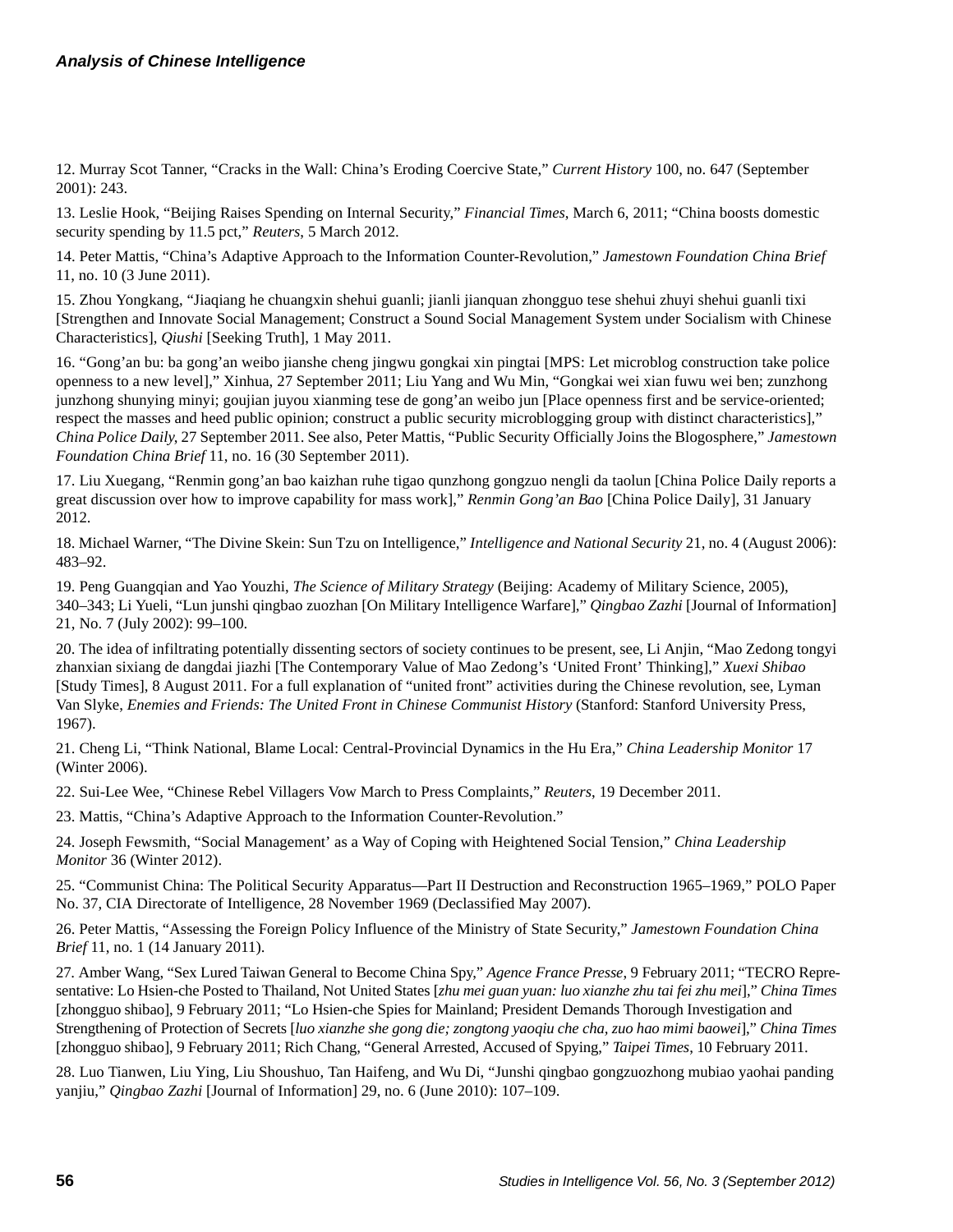12. Murray Scot Tanner, "Cracks in the Wall: China's Eroding Coercive State," *Current History* 100, no. 647 (September 2001): 243.

13. Leslie Hook, "Beijing Raises Spending on Internal Security," *Financial Times*, March 6, 2011; "China boosts domestic security spending by 11.5 pct," *Reuters*, 5 March 2012.

14. Peter Mattis, "China's Adaptive Approach to the Information Counter-Revolution," *Jamestown Foundation China Brief* 11, no. 10 (3 June 2011).

15. Zhou Yongkang, "Jiaqiang he chuangxin shehui guanli; jianli jianquan zhongguo tese shehui zhuyi shehui guanli tixi [Strengthen and Innovate Social Management; Construct a Sound Social Management System under Socialism with Chinese Characteristics], *Qiushi* [Seeking Truth], 1 May 2011.

16. "Gong'an bu: ba gong'an weibo jianshe cheng jingwu gongkai xin pingtai [MPS: Let microblog construction take police openness to a new level]," Xinhua, 27 September 2011; Liu Yang and Wu Min, "Gongkai wei xian fuwu wei ben; zunzhong junzhong shunying minyi; goujian juyou xianming tese de gong'an weibo jun [Place openness first and be service-oriented; respect the masses and heed public opinion; construct a public security microblogging group with distinct characteristics]," *China Police Daily*, 27 September 2011. See also, Peter Mattis, "Public Security Officially Joins the Blogosphere," *Jamestown Foundation China Brief* 11, no. 16 (30 September 2011).

17. Liu Xuegang, "Renmin gong'an bao kaizhan ruhe tigao qunzhong gongzuo nengli da taolun [China Police Daily reports a great discussion over how to improve capability for mass work]," *Renmin Gong'an Bao* [China Police Daily], 31 January 2012.

18. Michael Warner, "The Divine Skein: Sun Tzu on Intelligence," *Intelligence and National Security* 21, no. 4 (August 2006): 483–92.

19. Peng Guangqian and Yao Youzhi, *The Science of Military Strategy* (Beijing: Academy of Military Science, 2005), 340–343; Li Yueli, "Lun junshi qingbao zuozhan [On Military Intelligence Warfare]," *Qingbao Zazhi* [Journal of Information] 21, No. 7 (July 2002): 99–100.

20. The idea of infiltrating potentially dissenting sectors of society continues to be present, see, Li Anjin, "Mao Zedong tongyi zhanxian sixiang de dangdai jiazhi [The Contemporary Value of Mao Zedong's 'United Front' Thinking]," *Xuexi Shibao* [Study Times], 8 August 2011. For a full explanation of "united front" activities during the Chinese revolution, see, Lyman Van Slyke, *Enemies and Friends: The United Front in Chinese Communist History* (Stanford: Stanford University Press, 1967).

21. Cheng Li, "Think National, Blame Local: Central-Provincial Dynamics in the Hu Era," *China Leadership Monitor* 17 (Winter 2006).

22. Sui-Lee Wee, "Chinese Rebel Villagers Vow March to Press Complaints," *Reuters*, 19 December 2011.

23. Mattis, "China's Adaptive Approach to the Information Counter-Revolution."

24. Joseph Fewsmith, "Social Management' as a Way of Coping with Heightened Social Tension," *China Leadership Monitor* 36 (Winter 2012).

25. "Communist China: The Political Security Apparatus—Part II Destruction and Reconstruction 1965–1969," POLO Paper No. 37, CIA Directorate of Intelligence, 28 November 1969 (Declassified May 2007).

26. Peter Mattis, "Assessing the Foreign Policy Influence of the Ministry of State Security," *Jamestown Foundation China Brief* 11, no. 1 (14 January 2011).

27. Amber Wang, "Sex Lured Taiwan General to Become China Spy," *Agence France Presse*, 9 February 2011; "TECRO Representative: Lo Hsien-che Posted to Thailand, Not United States [*zhu mei guan yuan: luo xianzhe zhu tai fei zhu mei*]," *China Times* [zhongguo shibao], 9 February 2011; "Lo Hsien-che Spies for Mainland; President Demands Thorough Investigation and Strengthening of Protection of Secrets [*luo xianzhe she gong die; zongtong yaoqiu che cha, zuo hao mimi baowei*]," *China Times* [zhongguo shibao], 9 February 2011; Rich Chang, "General Arrested, Accused of Spying," *Taipei Times*, 10 February 2011.

28. Luo Tianwen, Liu Ying, Liu Shoushuo, Tan Haifeng, and Wu Di, "Junshi qingbao gongzuozhong mubiao yaohai panding yanjiu," *Qingbao Zazhi* [Journal of Information] 29, no. 6 (June 2010): 107–109.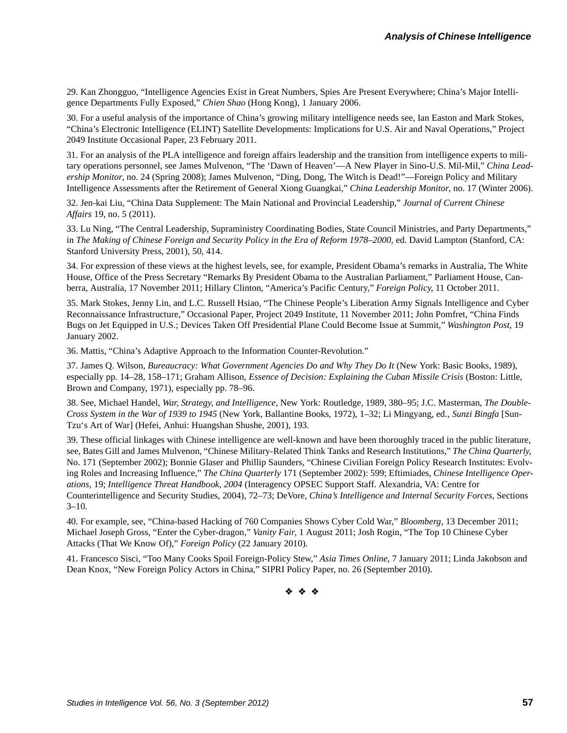29. Kan Zhongguo, “Intelligence Agencies Exist in Great Numbers, Spies Are Present Everywhere; China’s Major Intelligence Departments Fully Exposed,” *Chien Shao* (Hong Kong), 1 January 2006.

30. For a useful analysis of the importance of China’s growing military intelligence needs see, Ian Easton and Mark Stokes, “China’s Electronic Intelligence (ELINT) Satellite Developments: Implications for U.S. Air and Naval Operations,” Project 2049 Institute Occasional Paper, 23 February 2011.

31. For an analysis of the PLA intelligence and foreign affairs leadership and the transition from intelligence experts to military operations personnel, see James Mulvenon, “The ‘Dawn of Heaven’—A New Player in Sino-U.S. Mil-Mil,” *China Leadership Monitor*, no. 24 (Spring 2008); James Mulvenon, “Ding, Dong, The Witch is Dead!”—Foreign Policy and Military Intelligence Assessments after the Retirement of General Xiong Guangkai,” *China Leadership Monitor*, no. 17 (Winter 2006).

32. Jen-kai Liu, “China Data Supplement: The Main National and Provincial Leadership,” *Journal of Current Chinese Affairs* 19, no. 5 (2011).

33. Lu Ning, “The Central Leadership, Supraministry Coordinating Bodies, State Council Ministries, and Party Departments,” in *The Making of Chinese Foreign and Security Policy in the Era of Reform 1978–2000*, ed. David Lampton (Stanford, CA: Stanford University Press, 2001), 50, 414.

34. For expression of these views at the highest levels, see, for example, President Obama’s remarks in Australia, The White House, Office of the Press Secretary “Remarks By President Obama to the Australian Parliament,” Parliament House, Canberra, Australia, 17 November 2011; Hillary Clinton, “America’s Pacific Century,” *Foreign Policy*, 11 October 2011.

35. Mark Stokes, Jenny Lin, and L.C. Russell Hsiao, “The Chinese People’s Liberation Army Signals Intelligence and Cyber Reconnaissance Infrastructure,” Occasional Paper, Project 2049 Institute, 11 November 2011; John Pomfret, “China Finds Bugs on Jet Equipped in U.S.; Devices Taken Off Presidential Plane Could Become Issue at Summit,” *Washington Post*, 19 January 2002.

36. Mattis, “China’s Adaptive Approach to the Information Counter-Revolution.”

37. James Q. Wilson, *Bureaucracy: What Government Agencies Do and Why They Do It* (New York: Basic Books, 1989), especially pp. 14–28, 158–171; Graham Allison, *Essence of Decision: Explaining the Cuban Missile Crisis* (Boston: Little, Brown and Company, 1971), especially pp. 78–96.

38. See, Michael Handel, *War, Strategy, and Intelligence*, New York: Routledge, 1989, 380–95; J.C. Masterman, *The Double-Cross System in the War of 1939 to 1945* (New York, Ballantine Books, 1972), 1–32; Li Mingyang, ed., *Sunzi Bingfa* [Sun-Tzu‘s Art of War] (Hefei, Anhui: Huangshan Shushe, 2001), 193.

39. These official linkages with Chinese intelligence are well-known and have been thoroughly traced in the public literature, see, Bates Gill and James Mulvenon, “Chinese Military-Related Think Tanks and Research Institutions,” *The China Quarterly*, No. 171 (September 2002); Bonnie Glaser and Phillip Saunders, “Chinese Civilian Foreign Policy Research Institutes: Evolving Roles and Increasing Influence,” *The China Quarterly* 171 (September 2002): 599; Eftimiades, *Chinese Intelligence Operations*, 19; *Intelligence Threat Handbook, 2004* (Interagency OPSEC Support Staff. Alexandria, VA: Centre for Counterintelligence and Security Studies, 2004), 72–73; DeVore, *China’s Intelligence and Internal Security Forces*, Sections 3–10.

40. For example, see, “China-based Hacking of 760 Companies Shows Cyber Cold War,” *Bloomberg*, 13 December 2011; Michael Joseph Gross, “Enter the Cyber-dragon,” *Vanity Fair*, 1 August 2011; Josh Rogin, “The Top 10 Chinese Cyber Attacks (That We Know Of),” *Foreign Policy* (22 January 2010).

41. Francesco Sisci, “Too Many Cooks Spoil Foreign-Policy Stew,” *Asia Times Online*, 7 January 2011; Linda Jakobson and Dean Knox, “New Foreign Policy Actors in China,” SIPRI Policy Paper, no. 26 (September 2010).

❖ ❖ ❖